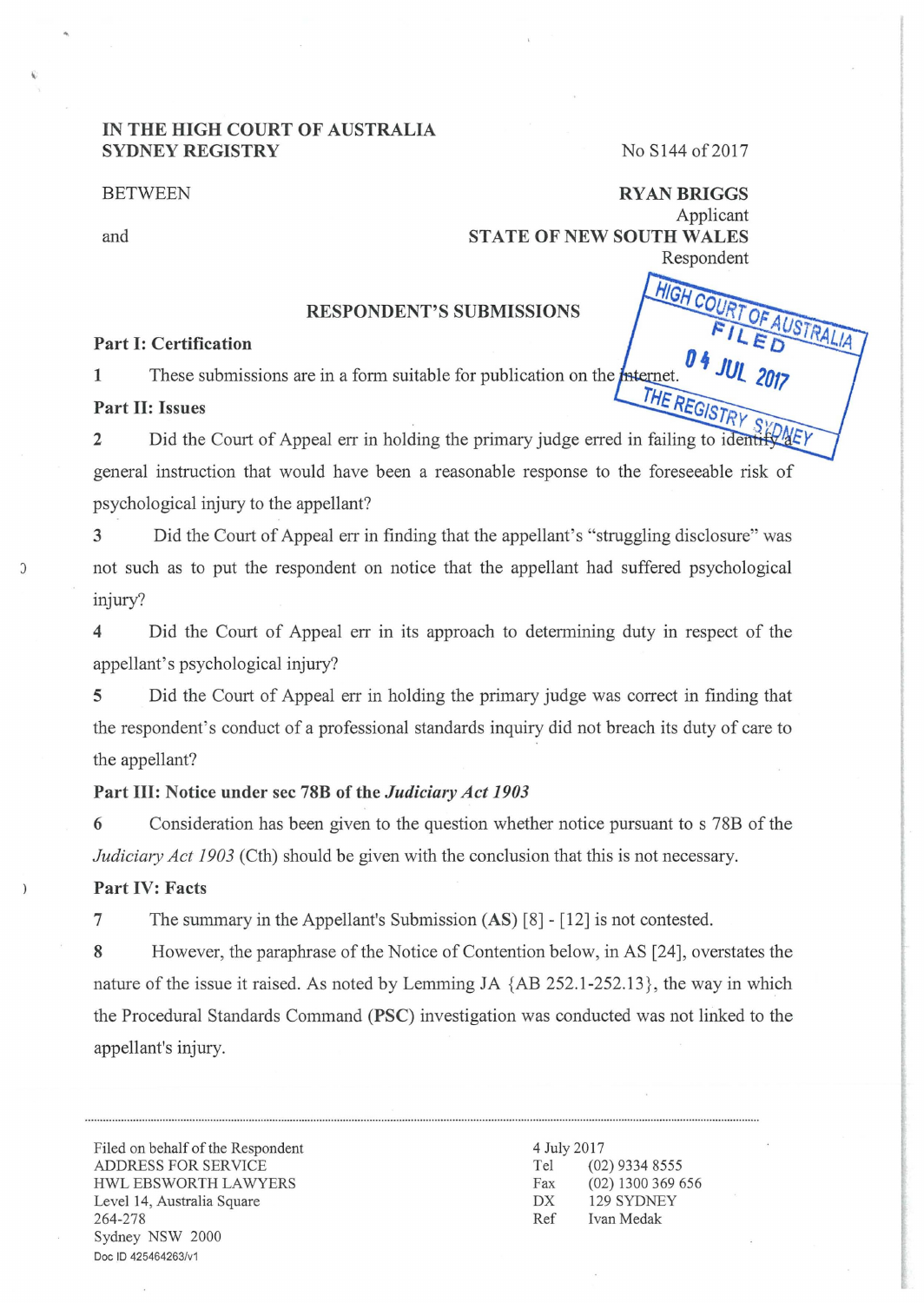IN THE HIGH COURT OF AUSTRALIA
SYDNEY REGISTRY

No S144 of 2017

BETWEEN

**RYAN BRIGGS**
Applicant

and

**STATE OF NEW SOUTH WALES**
Respondent

HIGH COURT OF AUSTRALIA
FILED
04 JUL 2017
THE REGISTRY SYDNEY

## RESPONDENT'S SUBMISSIONS

### Part I: Certification

1 These submissions are in a form suitable for publication on the internet.

### Part II: Issues

2 Did the Court of Appeal err in holding the primary judge erred in failing to identify a general instruction that would have been a reasonable response to the foreseeable risk of psychological injury to the appellant?

3 Did the Court of Appeal err in finding that the appellant's "struggling disclosure" was not such as to put the respondent on notice that the appellant had suffered psychological injury?

4 Did the Court of Appeal err in its approach to determining duty in respect of the appellant's psychological injury?

5 Did the Court of Appeal err in holding the primary judge was correct in finding that the respondent's conduct of a professional standards inquiry did not breach its duty of care to the appellant?

### Part III: Notice under sec 78B of the *Judiciary Act 1903*

6 Consideration has been given to the question whether notice pursuant to s 78B of the *Judiciary Act 1903* (Cth) should be given with the conclusion that this is not necessary.

### Part IV: Facts

7 The summary in the Appellant's Submission (**AS**) [8] - [12] is not contested.

8 However, the paraphrase of the Notice of Contention below, in AS [24], overstates the nature of the issue it raised. As noted by Lemming JA {AB 252.1-252.13}, the way in which the Procedural Standards Command (**PSC**) investigation was conducted was not linked to the appellant's injury.

Filed on behalf of the Respondent
ADDRESS FOR SERVICE
HWL EBSWORTH LAWYERS
Level 14, Australia Square
264-278
Sydney NSW 2000
Doc ID 425464263/v1

4 July 2017
Tel (02) 9334 8555
Fax (02) 1300 369 656
DX 129 SYDNEY
Ref Ivan Medak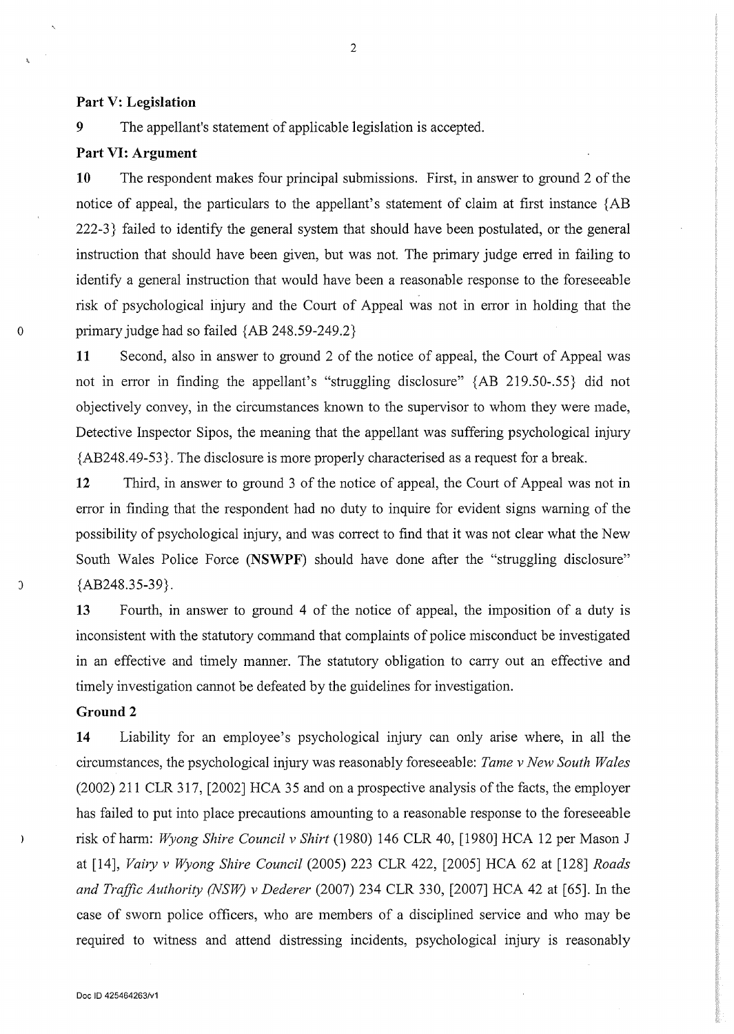**Part V: Legislation**

**9** The appellant's statement of applicable legislation is accepted.

**Part VI: Argument**

**10** The respondent makes four principal submissions. First, in answer to ground 2 of the notice of appeal, the particulars to the appellant's statement of claim at first instance {AB 222-3} failed to identify the general system that should have been postulated, or the general instruction that should have been given, but was not. The primary judge erred in failing to identify a general instruction that would have been a reasonable response to the foreseeable risk of psychological injury and the Court of Appeal was not in error in holding that the primary judge had so failed {AB 248.59-249.2}

**11** Second, also in answer to ground 2 of the notice of appeal, the Court of Appeal was not in error in finding the appellant's "struggling disclosure" {AB 219.50-.55} did not objectively convey, in the circumstances known to the supervisor to whom they were made, Detective Inspector Sipos, the meaning that the appellant was suffering psychological injury {AB248.49-53}. The disclosure is more properly characterised as a request for a break.

**12** Third, in answer to ground 3 of the notice of appeal, the Court of Appeal was not in error in finding that the respondent had no duty to inquire for evident signs warning of the possibility of psychological injury, and was correct to find that it was not clear what the New South Wales Police Force (**NSWPF**) should have done after the "struggling disclosure" {AB248.35-39}.

**13** Fourth, in answer to ground 4 of the notice of appeal, the imposition of a duty is inconsistent with the statutory command that complaints of police misconduct be investigated in an effective and timely manner. The statutory obligation to carry out an effective and timely investigation cannot be defeated by the guidelines for investigation.

**Ground 2**

**14** Liability for an employee's psychological injury can only arise where, in all the circumstances, the psychological injury was reasonably foreseeable: *Tame v New South Wales* (2002) 211 CLR 317, [2002] HCA 35 and on a prospective analysis of the facts, the employer has failed to put into place precautions amounting to a reasonable response to the foreseeable risk of harm: *Wyong Shire Council v Shirt* (1980) 146 CLR 40, [1980] HCA 12 per Mason J at [14], *Vairy v Wyong Shire Council* (2005) 223 CLR 422, [2005] HCA 62 at [128] *Roads and Traffic Authority (NSW) v Dederer* (2007) 234 CLR 330, [2007] HCA 42 at [65]. In the case of sworn police officers, who are members of a disciplined service and who may be required to witness and attend distressing incidents, psychological injury is reasonably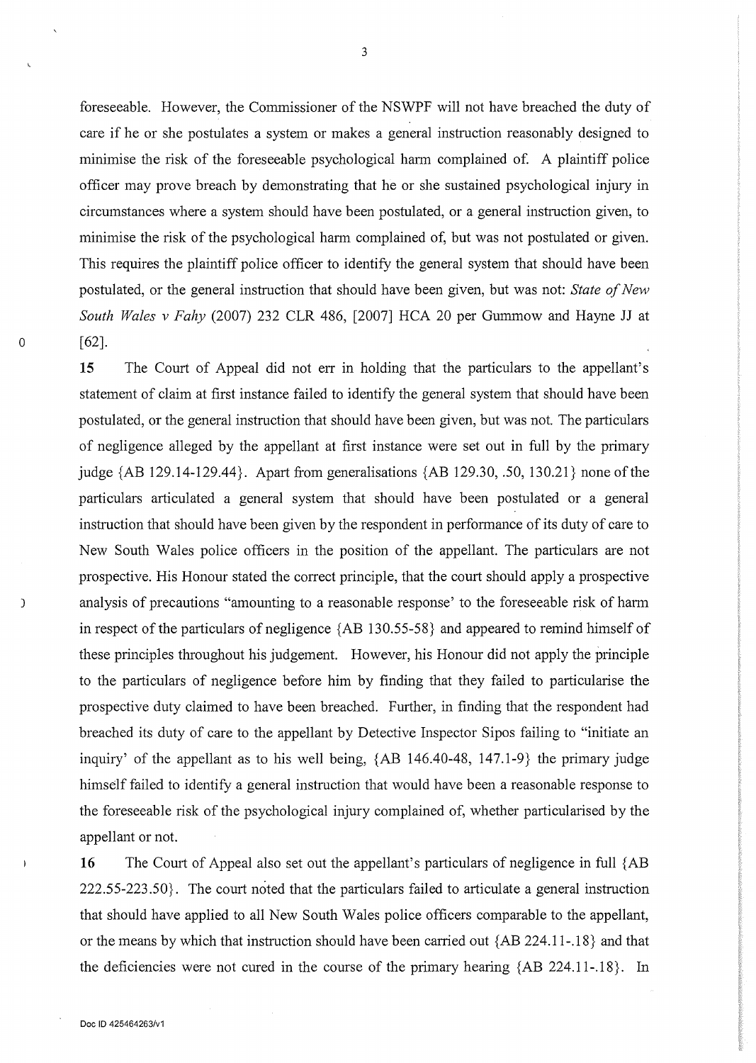foreseeable. However, the Commissioner of the NSWPF will not have breached the duty of care if he or she postulates a system or makes a general instruction reasonably designed to minimise the risk of the foreseeable psychological harm complained of. A plaintiff police officer may prove breach by demonstrating that he or she sustained psychological injury in circumstances where a system should have been postulated, or a general instruction given, to minimise the risk of the psychological harm complained of, but was not postulated or given. This requires the plaintiff police officer to identify the general system that should have been postulated, or the general instruction that should have been given, but was not: *State of New South Wales v Fahy* (2007) 232 CLR 486, [2007] HCA 20 per Gummow and Hayne JJ at [62].

**15** The Court of Appeal did not err in holding that the particulars to the appellant's statement of claim at first instance failed to identify the general system that should have been postulated, or the general instruction that should have been given, but was not. The particulars of negligence alleged by the appellant at first instance were set out in full by the primary judge {AB 129.14-129.44}. Apart from generalisations {AB 129.30, .50, 130.21} none of the particulars articulated a general system that should have been postulated or a general instruction that should have been given by the respondent in performance of its duty of care to New South Wales police officers in the position of the appellant. The particulars are not prospective. His Honour stated the correct principle, that the court should apply a prospective analysis of precautions "amounting to a reasonable response' to the foreseeable risk of harm in respect of the particulars of negligence {AB 130.55-58} and appeared to remind himself of these principles throughout his judgement. However, his Honour did not apply the principle to the particulars of negligence before him by finding that they failed to particularise the prospective duty claimed to have been breached. Further, in finding that the respondent had breached its duty of care to the appellant by Detective Inspector Sipos failing to "initiate an inquiry' of the appellant as to his well being, {AB 146.40-48, 147.1-9} the primary judge himself failed to identify a general instruction that would have been a reasonable response to the foreseeable risk of the psychological injury complained of, whether particularised by the appellant or not.

**16** The Court of Appeal also set out the appellant's particulars of negligence in full {AB 222.55-223.50}. The court noted that the particulars failed to articulate a general instruction that should have applied to all New South Wales police officers comparable to the appellant, or the means by which that instruction should have been carried out {AB 224.11-.18} and that the deficiencies were not cured in the course of the primary hearing {AB 224.11-.18}. In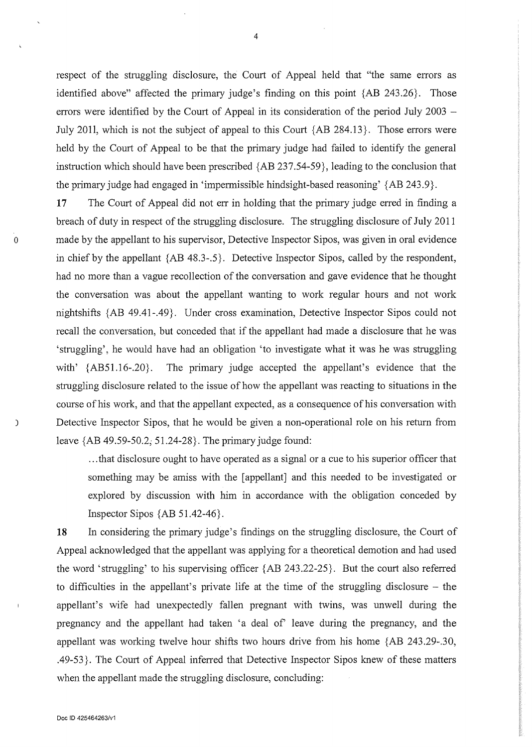respect of the struggling disclosure, the Court of Appeal held that "the same errors as identified above" affected the primary judge's finding on this point {AB 243.26}. Those errors were identified by the Court of Appeal in its consideration of the period July 2003 – July 2011, which is not the subject of appeal to this Court {AB 284.13}. Those errors were held by the Court of Appeal to be that the primary judge had failed to identify the general instruction which should have been prescribed {AB 237.54-59}, leading to the conclusion that the primary judge had engaged in 'impermissible hindsight-based reasoning' {AB 243.9}.

**17** The Court of Appeal did not err in holding that the primary judge erred in finding a breach of duty in respect of the struggling disclosure. The struggling disclosure of July 2011 made by the appellant to his supervisor, Detective Inspector Sipos, was given in oral evidence in chief by the appellant {AB 48.3-.5}. Detective Inspector Sipos, called by the respondent, had no more than a vague recollection of the conversation and gave evidence that he thought the conversation was about the appellant wanting to work regular hours and not work nightshifts {AB 49.41-.49}. Under cross examination, Detective Inspector Sipos could not recall the conversation, but conceded that if the appellant had made a disclosure that he was 'struggling', he would have had an obligation 'to investigate what it was he was struggling with' {AB51.16-.20}. The primary judge accepted the appellant's evidence that the struggling disclosure related to the issue of how the appellant was reacting to situations in the course of his work, and that the appellant expected, as a consequence of his conversation with Detective Inspector Sipos, that he would be given a non-operational role on his return from leave {AB 49.59-50.2; 51.24-28}. The primary judge found:

> ...that disclosure ought to have operated as a signal or a cue to his superior officer that something may be amiss with the [appellant] and this needed to be investigated or explored by discussion with him in accordance with the obligation conceded by Inspector Sipos {AB 51.42-46}.

**18** In considering the primary judge's findings on the struggling disclosure, the Court of Appeal acknowledged that the appellant was applying for a theoretical demotion and had used the word 'struggling' to his supervising officer {AB 243.22-25}. But the court also referred to difficulties in the appellant's private life at the time of the struggling disclosure – the appellant's wife had unexpectedly fallen pregnant with twins, was unwell during the pregnancy and the appellant had taken 'a deal of' leave during the pregnancy, and the appellant was working twelve hour shifts two hours drive from his home {AB 243.29-.30, .49-53}. The Court of Appeal inferred that Detective Inspector Sipos knew of these matters when the appellant made the struggling disclosure, concluding: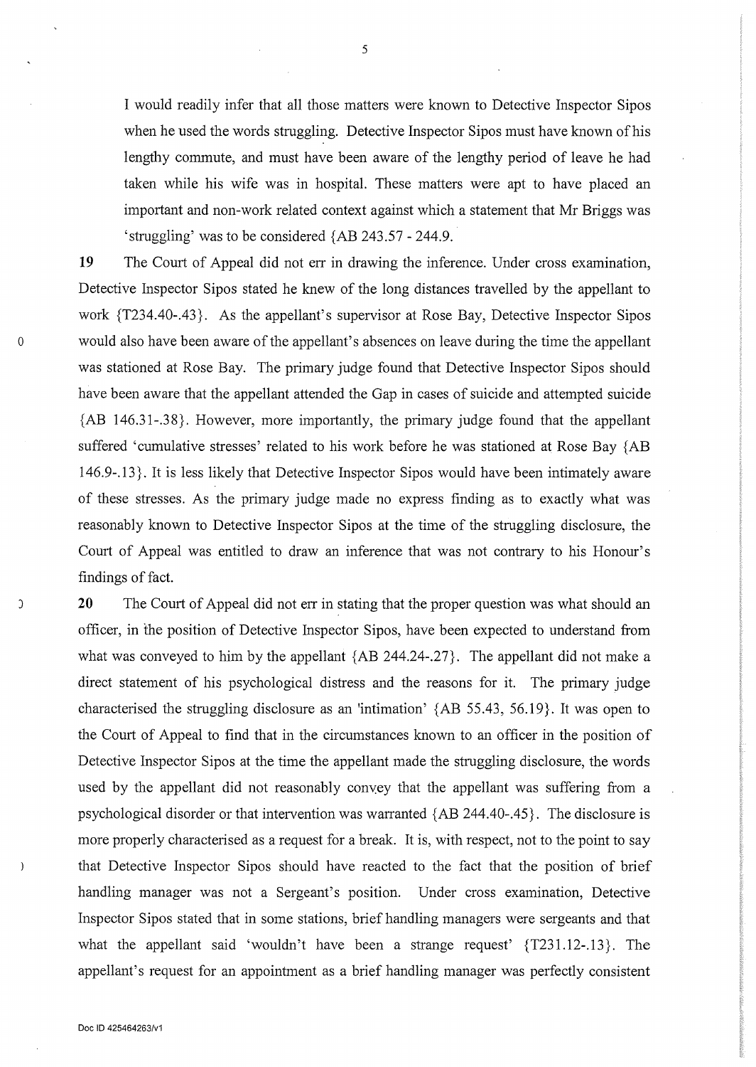I would readily infer that all those matters were known to Detective Inspector Sipos when he used the words struggling. Detective Inspector Sipos must have known of his lengthy commute, and must have been aware of the lengthy period of leave he had taken while his wife was in hospital. These matters were apt to have placed an important and non-work related context against which a statement that Mr Briggs was 'struggling' was to be considered {AB 243.57 - 244.9.

**19** The Court of Appeal did not err in drawing the inference. Under cross examination, Detective Inspector Sipos stated he knew of the long distances travelled by the appellant to work {T234.40-.43}. As the appellant's supervisor at Rose Bay, Detective Inspector Sipos would also have been aware of the appellant's absences on leave during the time the appellant was stationed at Rose Bay. The primary judge found that Detective Inspector Sipos should have been aware that the appellant attended the Gap in cases of suicide and attempted suicide {AB 146.31-.38}. However, more importantly, the primary judge found that the appellant suffered 'cumulative stresses' related to his work before he was stationed at Rose Bay {AB 146.9-.13}. It is less likely that Detective Inspector Sipos would have been intimately aware of these stresses. As the primary judge made no express finding as to exactly what was reasonably known to Detective Inspector Sipos at the time of the struggling disclosure, the Court of Appeal was entitled to draw an inference that was not contrary to his Honour's findings of fact.

**20** The Court of Appeal did not err in stating that the proper question was what should an officer, in the position of Detective Inspector Sipos, have been expected to understand from what was conveyed to him by the appellant {AB 244.24-.27}. The appellant did not make a direct statement of his psychological distress and the reasons for it. The primary judge characterised the struggling disclosure as an 'intimation' {AB 55.43, 56.19}. It was open to the Court of Appeal to find that in the circumstances known to an officer in the position of Detective Inspector Sipos at the time the appellant made the struggling disclosure, the words used by the appellant did not reasonably convey that the appellant was suffering from a psychological disorder or that intervention was warranted {AB 244.40-.45}. The disclosure is more properly characterised as a request for a break. It is, with respect, not to the point to say that Detective Inspector Sipos should have reacted to the fact that the position of brief handling manager was not a Sergeant's position. Under cross examination, Detective Inspector Sipos stated that in some stations, brief handling managers were sergeants and that what the appellant said 'wouldn't have been a strange request' {T231.12-.13}. The appellant's request for an appointment as a brief handling manager was perfectly consistent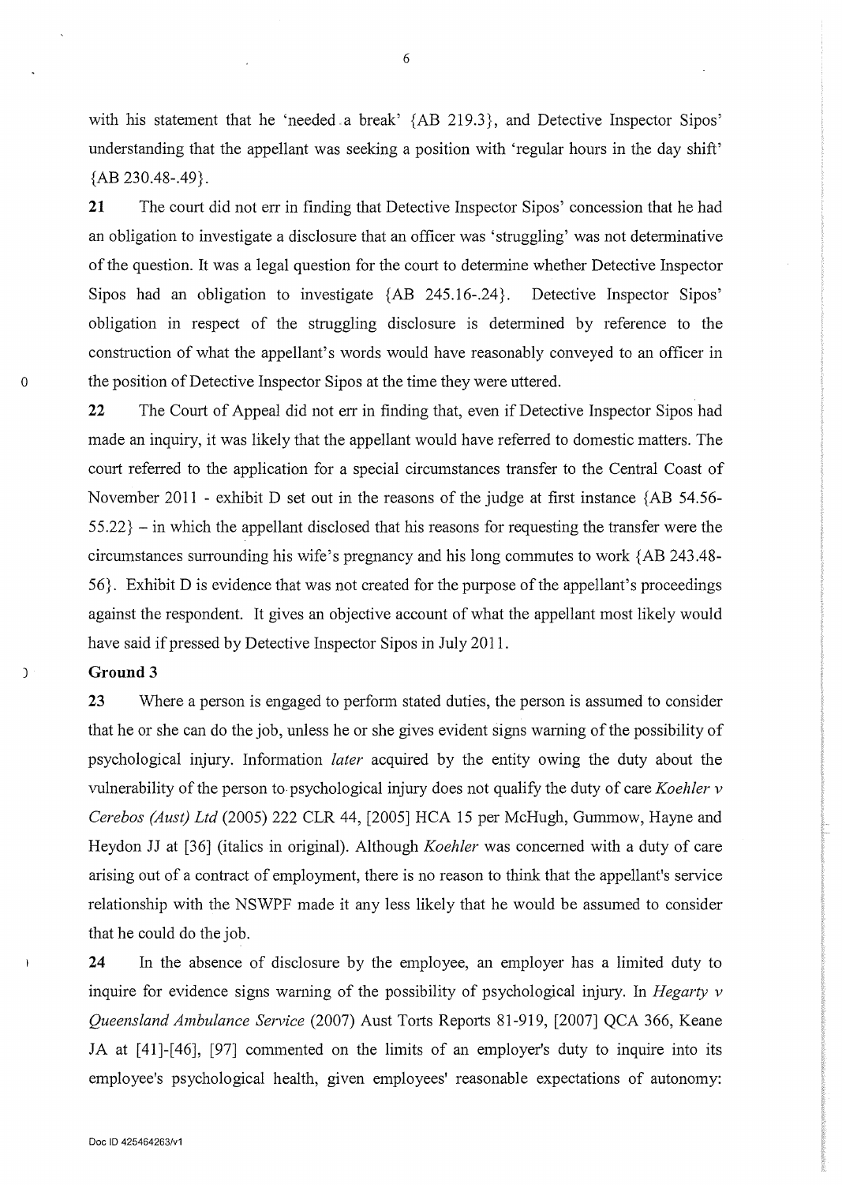with his statement that he 'needed a break' {AB 219.3}, and Detective Inspector Sipos' understanding that the appellant was seeking a position with 'regular hours in the day shift' {AB 230.48-.49}.

**21** The court did not err in finding that Detective Inspector Sipos' concession that he had an obligation to investigate a disclosure that an officer was 'struggling' was not determinative of the question. It was a legal question for the court to determine whether Detective Inspector Sipos had an obligation to investigate {AB 245.16-.24}. Detective Inspector Sipos' obligation in respect of the struggling disclosure is determined by reference to the construction of what the appellant's words would have reasonably conveyed to an officer in the position of Detective Inspector Sipos at the time they were uttered.

**22** The Court of Appeal did not err in finding that, even if Detective Inspector Sipos had made an inquiry, it was likely that the appellant would have referred to domestic matters. The court referred to the application for a special circumstances transfer to the Central Coast of November 2011 - exhibit D set out in the reasons of the judge at first instance {AB 54.56-55.22} – in which the appellant disclosed that his reasons for requesting the transfer were the circumstances surrounding his wife's pregnancy and his long commutes to work {AB 243.48-56}. Exhibit D is evidence that was not created for the purpose of the appellant's proceedings against the respondent. It gives an objective account of what the appellant most likely would have said if pressed by Detective Inspector Sipos in July 2011.

**Ground 3**

**23** Where a person is engaged to perform stated duties, the person is assumed to consider that he or she can do the job, unless he or she gives evident signs warning of the possibility of psychological injury. Information *later* acquired by the entity owing the duty about the vulnerability of the person to psychological injury does not qualify the duty of care *Koehler v Cerebos (Aust) Ltd* (2005) 222 CLR 44, [2005] HCA 15 per McHugh, Gummow, Hayne and Heydon JJ at [36] (italics in original). Although *Koehler* was concerned with a duty of care arising out of a contract of employment, there is no reason to think that the appellant's service relationship with the NSWPF made it any less likely that he would be assumed to consider that he could do the job.

**24** In the absence of disclosure by the employee, an employer has a limited duty to inquire for evidence signs warning of the possibility of psychological injury. In *Hegarty v Queensland Ambulance Service* (2007) Aust Torts Reports 81-919, [2007] QCA 366, Keane JA at [41]-[46], [97] commented on the limits of an employer's duty to inquire into its employee's psychological health, given employees' reasonable expectations of autonomy: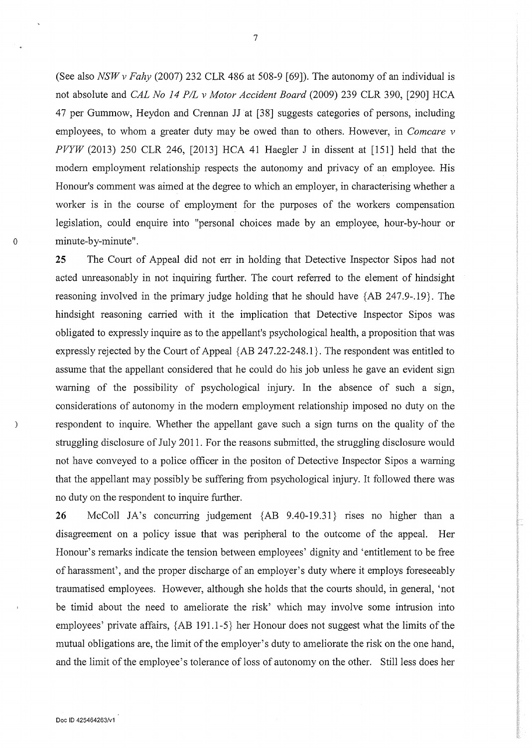(See also *NSW v Fahy* (2007) 232 CLR 486 at 508-9 [69]). The autonomy of an individual is not absolute and *CAL No 14 P/L v Motor Accident Board* (2009) 239 CLR 390, [290] HCA 47 per Gummow, Heydon and Crennan JJ at [38] suggests categories of persons, including employees, to whom a greater duty may be owed than to others. However, in *Comcare v PVYW* (2013) 250 CLR 246, [2013] HCA 41 Haegler J in dissent at [151] held that the modern employment relationship respects the autonomy and privacy of an employee. His Honour's comment was aimed at the degree to which an employer, in characterising whether a worker is in the course of employment for the purposes of the workers compensation legislation, could enquire into "personal choices made by an employee, hour-by-hour or minute-by-minute".

**25** The Court of Appeal did not err in holding that Detective Inspector Sipos had not acted unreasonably in not inquiring further. The court referred to the element of hindsight reasoning involved in the primary judge holding that he should have {AB 247.9-.19}. The hindsight reasoning carried with it the implication that Detective Inspector Sipos was obligated to expressly inquire as to the appellant's psychological health, a proposition that was expressly rejected by the Court of Appeal {AB 247.22-248.1}. The respondent was entitled to assume that the appellant considered that he could do his job unless he gave an evident sign warning of the possibility of psychological injury. In the absence of such a sign, considerations of autonomy in the modern employment relationship imposed no duty on the respondent to inquire. Whether the appellant gave such a sign turns on the quality of the struggling disclosure of July 2011. For the reasons submitted, the struggling disclosure would not have conveyed to a police officer in the positon of Detective Inspector Sipos a warning that the appellant may possibly be suffering from psychological injury. It followed there was no duty on the respondent to inquire further.

**26** McColl JA's concurring judgement {AB 9.40-19.31} rises no higher than a disagreement on a policy issue that was peripheral to the outcome of the appeal. Her Honour's remarks indicate the tension between employees' dignity and 'entitlement to be free of harassment', and the proper discharge of an employer's duty where it employs foreseeably traumatised employees. However, although she holds that the courts should, in general, 'not be timid about the need to ameliorate the risk' which may involve some intrusion into employees' private affairs, {AB 191.1-5} her Honour does not suggest what the limits of the mutual obligations are, the limit of the employer's duty to ameliorate the risk on the one hand, and the limit of the employee's tolerance of loss of autonomy on the other. Still less does her

Doc ID 425464263/v1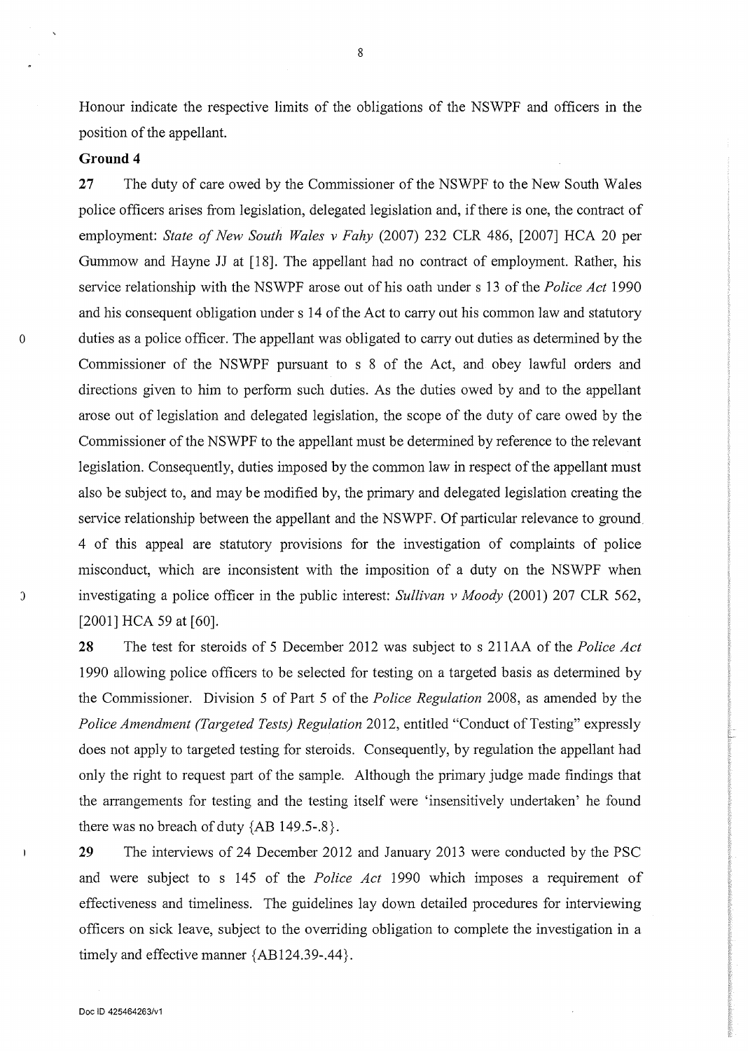Honour indicate the respective limits of the obligations of the NSWPF and officers in the position of the appellant.

**Ground 4**

**27** The duty of care owed by the Commissioner of the NSWPF to the New South Wales police officers arises from legislation, delegated legislation and, if there is one, the contract of employment: *State of New South Wales v Fahy* (2007) 232 CLR 486, [2007] HCA 20 per Gummow and Hayne JJ at [18]. The appellant had no contract of employment. Rather, his service relationship with the NSWPF arose out of his oath under s 13 of the *Police Act* 1990 and his consequent obligation under s 14 of the Act to carry out his common law and statutory duties as a police officer. The appellant was obligated to carry out duties as determined by the Commissioner of the NSWPF pursuant to s 8 of the Act, and obey lawful orders and directions given to him to perform such duties. As the duties owed by and to the appellant arose out of legislation and delegated legislation, the scope of the duty of care owed by the Commissioner of the NSWPF to the appellant must be determined by reference to the relevant legislation. Consequently, duties imposed by the common law in respect of the appellant must also be subject to, and may be modified by, the primary and delegated legislation creating the service relationship between the appellant and the NSWPF. Of particular relevance to ground 4 of this appeal are statutory provisions for the investigation of complaints of police misconduct, which are inconsistent with the imposition of a duty on the NSWPF when investigating a police officer in the public interest: *Sullivan v Moody* (2001) 207 CLR 562, [2001] HCA 59 at [60].

**28** The test for steroids of 5 December 2012 was subject to s 211AA of the *Police Act* 1990 allowing police officers to be selected for testing on a targeted basis as determined by the Commissioner. Division 5 of Part 5 of the *Police Regulation* 2008, as amended by the *Police Amendment (Targeted Tests) Regulation* 2012, entitled "Conduct of Testing" expressly does not apply to targeted testing for steroids. Consequently, by regulation the appellant had only the right to request part of the sample. Although the primary judge made findings that the arrangements for testing and the testing itself were 'insensitively undertaken' he found there was no breach of duty {AB 149.5-.8}.

**29** The interviews of 24 December 2012 and January 2013 were conducted by the PSC and were subject to s 145 of the *Police Act* 1990 which imposes a requirement of effectiveness and timeliness. The guidelines lay down detailed procedures for interviewing officers on sick leave, subject to the overriding obligation to complete the investigation in a timely and effective manner {AB124.39-.44}.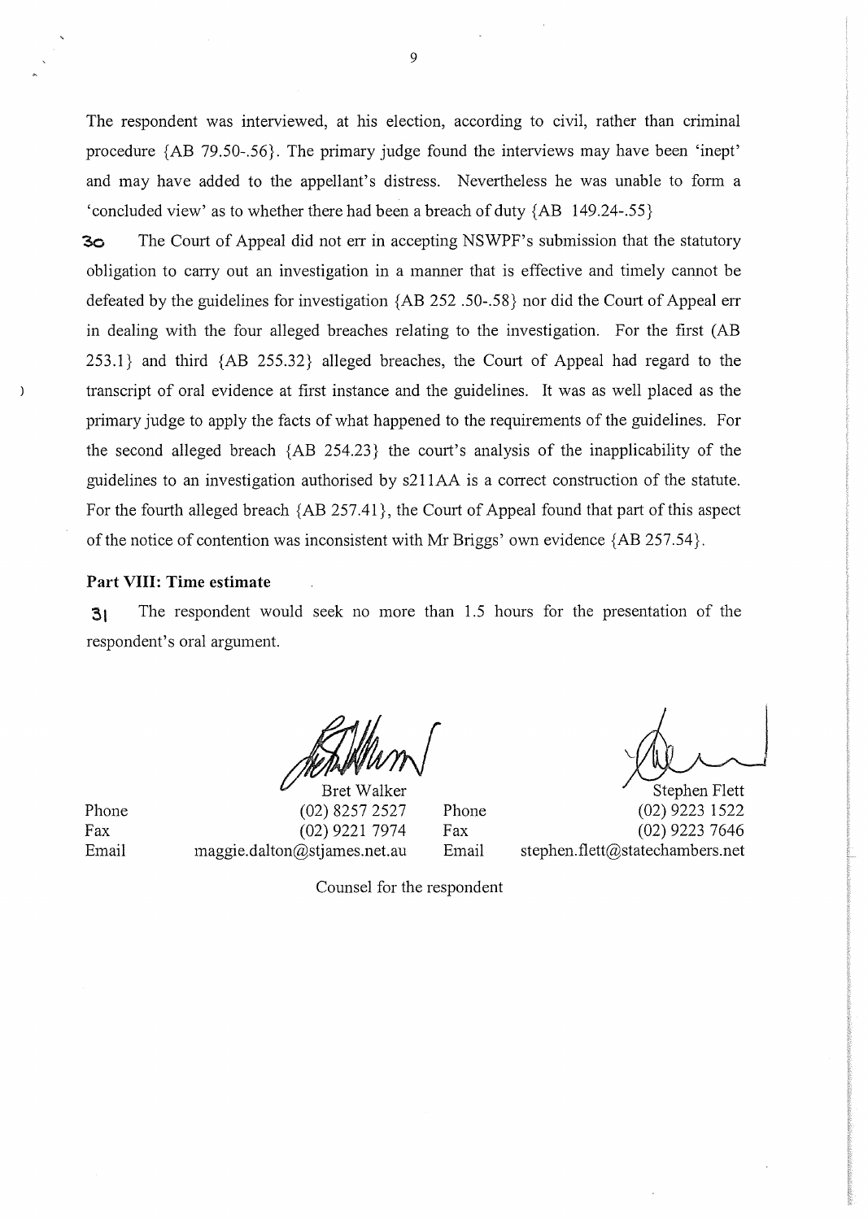The respondent was interviewed, at his election, according to civil, rather than criminal procedure {AB 79.50-.56}. The primary judge found the interviews may have been 'inept' and may have added to the appellant's distress. Nevertheless he was unable to form a 'concluded view' as to whether there had been a breach of duty {AB 149.24-.55}

30 The Court of Appeal did not err in accepting NSWPF's submission that the statutory obligation to carry out an investigation in a manner that is effective and timely cannot be defeated by the guidelines for investigation {AB 252 .50-.58} nor did the Court of Appeal err in dealing with the four alleged breaches relating to the investigation. For the first (AB 253.1} and third {AB 255.32} alleged breaches, the Court of Appeal had regard to the transcript of oral evidence at first instance and the guidelines. It was as well placed as the primary judge to apply the facts of what happened to the requirements of the guidelines. For the second alleged breach {AB 254.23} the court's analysis of the inapplicability of the guidelines to an investigation authorised by s211AA is a correct construction of the statute. For the fourth alleged breach {AB 257.41}, the Court of Appeal found that part of this aspect of the notice of contention was inconsistent with Mr Briggs' own evidence {AB 257.54}.

**Part VIII: Time estimate**

31 The respondent would seek no more than 1.5 hours for the presentation of the respondent's oral argument.

| | | | |
|---|---|---|---|
| | Bret Walker | | Stephen Flett |
| Phone | (02) 8257 2527 | Phone | (02) 9223 1522 |
| Fax | (02) 9221 7974 | Fax | (02) 9223 7646 |
| Email | maggie.dalton@stjames.net.au | Email | stephen.flett@statechambers.net |

Counsel for the respondent